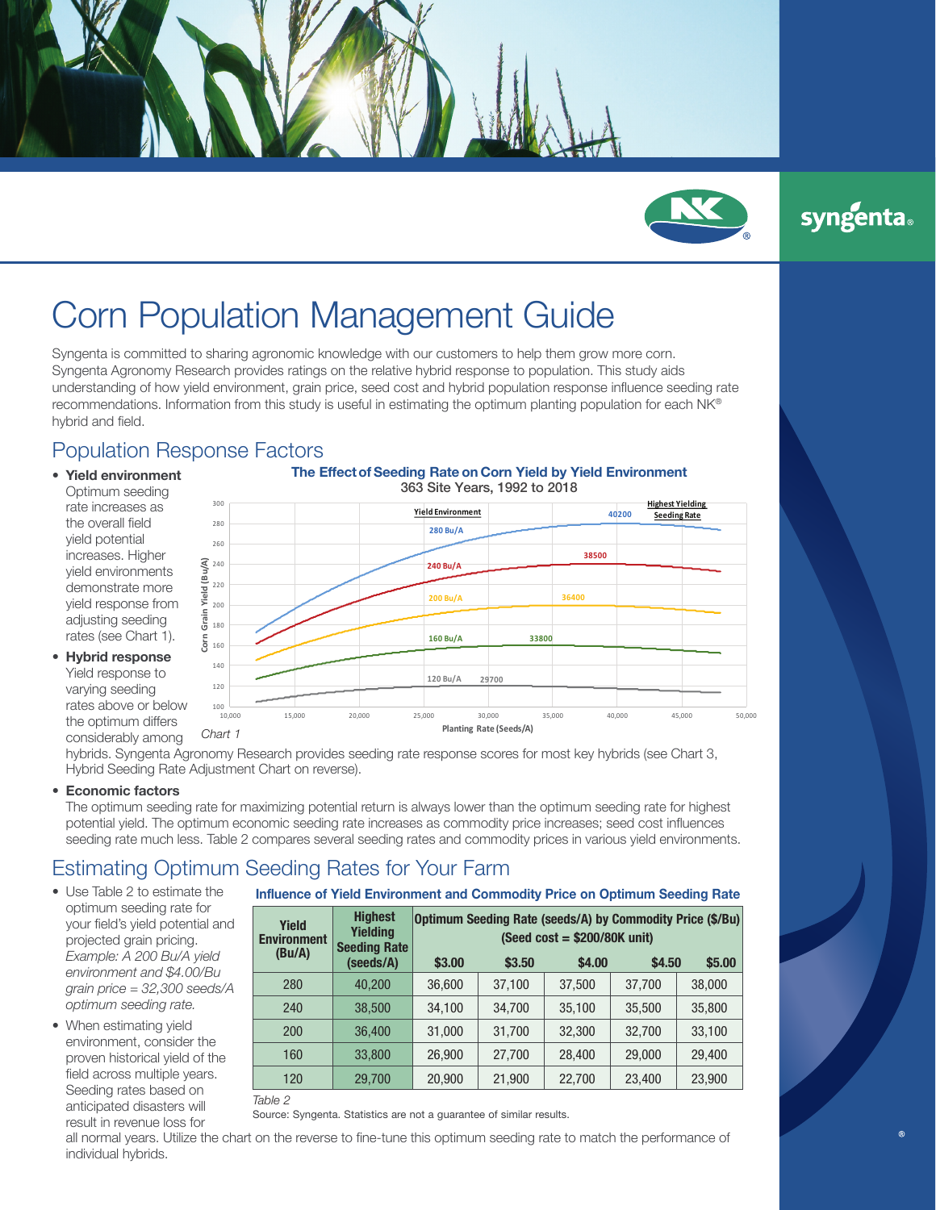// Corn Population Management Guide (Syngenta / NK), page 1 of 2

# Corn Population Management Guide

Syngenta is committed to sharing agronomic knowledge with our customers to help them grow more corn. Syngenta Agronomy Research provides ratings on the relative hybrid response to population. This study aids understanding of how yield environment, grain price, seed cost and hybrid population response influence seeding rate recommendations. Information from this study is useful in estimating the optimum planting population for each NK® hybrid and field.

## Population Response Factors

- **Yield environment**
  Optimum seeding rate increases as the overall field yield potential increases. Higher yield environments demonstrate more yield response from adjusting seeding rates (see Chart 1).
- **Hybrid response**
  Yield response to varying seeding rates above or below the optimum differs considerably among hybrids. Syngenta Agronomy Research provides seeding rate response scores for most key hybrids (see Chart 3, Hybrid Seeding Rate Adjustment Chart on reverse).

**The Effect of Seeding Rate on Corn Yield by Yield Environment**
363 Site Years, 1992 to 2018

| Yield Environment | Highest Yielding Seeding Rate |
|---|---|
| 280 Bu/A | 40200 |
| 240 Bu/A | 38500 |
| 200 Bu/A | 36400 |
| 160 Bu/A | 33800 |
| 120 Bu/A | 29700 |

Axes: Corn Grain Yield (Bu/A), 100–300; Planting Rate (Seeds/A), 10,000–50,000

*Chart 1*

- **Economic factors**
  The optimum seeding rate for maximizing potential return is always lower than the optimum seeding rate for highest potential yield. The optimum economic seeding rate increases as commodity price increases; seed cost influences seeding rate much less. Table 2 compares several seeding rates and commodity prices in various yield environments.

## Estimating Optimum Seeding Rates for Your Farm

- Use Table 2 to estimate the optimum seeding rate for your field's yield potential and projected grain pricing. *Example: A 200 Bu/A yield environment and $4.00/Bu grain price = 32,300 seeds/A optimum seeding rate.*
- When estimating yield environment, consider the proven historical yield of the field across multiple years. Seeding rates based on anticipated disasters will result in revenue loss for all normal years. Utilize the chart on the reverse to fine-tune this optimum seeding rate to match the performance of individual hybrids.

**Influence of Yield Environment and Commodity Price on Optimum Seeding Rate**

| Yield Environment (Bu/A) | Highest Yielding Seeding Rate (seeds/A) | Optimum Seeding Rate (seeds/A) by Commodity Price ($/Bu) (Seed cost = $200/80K unit) | | | | |
|---|---|---|---|---|---|---|
| | | $3.00 | $3.50 | $4.00 | $4.50 | $5.00 |
| 280 | 40,200 | 36,600 | 37,100 | 37,500 | 37,700 | 38,000 |
| 240 | 38,500 | 34,100 | 34,700 | 35,100 | 35,500 | 35,800 |
| 200 | 36,400 | 31,000 | 31,700 | 32,300 | 32,700 | 33,100 |
| 160 | 33,800 | 26,900 | 27,700 | 28,400 | 29,000 | 29,400 |
| 120 | 29,700 | 20,900 | 21,900 | 22,700 | 23,400 | 23,900 |

*Table 2*

Source: Syngenta. Statistics are not a guarantee of similar results.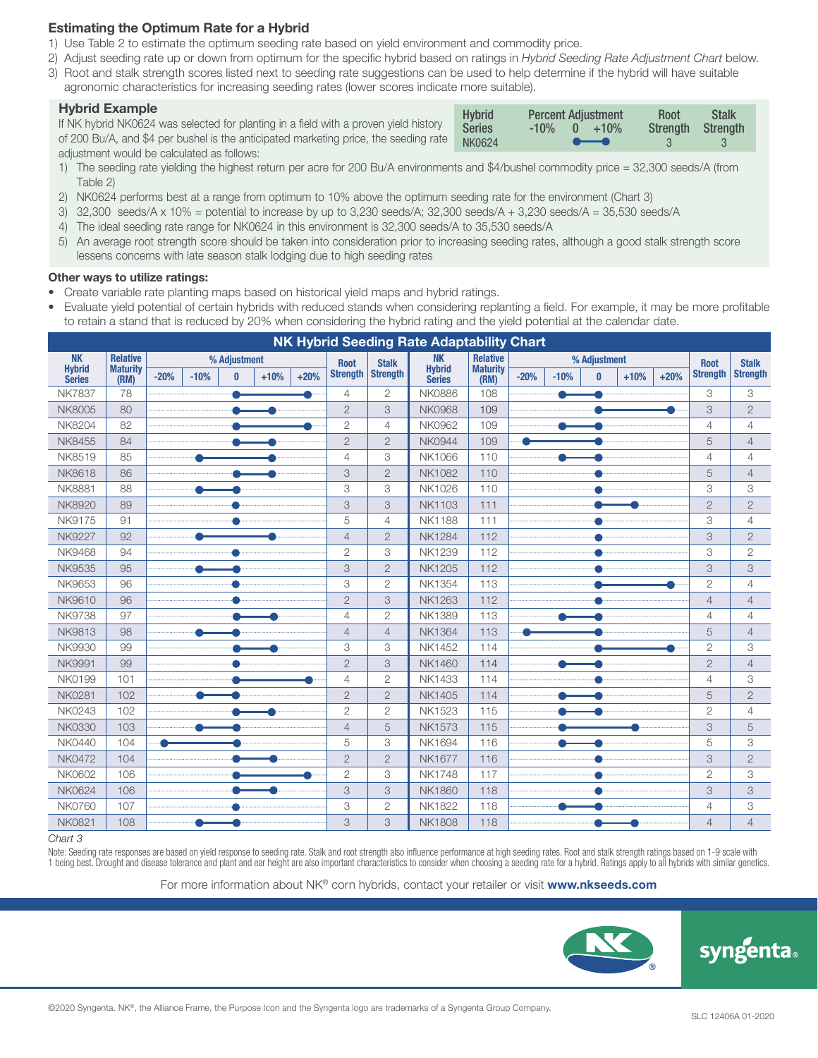### Estimating the Optimum Rate for a Hybrid

1) Use Table 2 to estimate the optimum seeding rate based on yield environment and commodity price.
2) Adjust seeding rate up or down from optimum for the specific hybrid based on ratings in *Hybrid Seeding Rate Adjustment Chart* below.
3) Root and stalk strength scores listed next to seeding rate suggestions can be used to help determine if the hybrid will have suitable agronomic characteristics for increasing seeding rates (lower scores indicate more suitable).

#### Hybrid Example

If NK hybrid NK0624 was selected for planting in a field with a proven yield history of 200 Bu/A, and $4 per bushel is the anticipated marketing price, the seeding rate adjustment would be calculated as follows:

| Hybrid Series | Percent Adjustment -10% | 0 | +10% | Root Strength | Stalk Strength |
|---|---|---|---|---|---|
| NK0624 | | ● | ● | 3 | 3 |

1) The seeding rate yielding the highest return per acre for 200 Bu/A environments and $4/bushel commodity price = 32,300 seeds/A (from Table 2)
2) NK0624 performs best at a range from optimum to 10% above the optimum seeding rate for the environment (Chart 3)
3) 32,300 seeds/A x 10% = potential to increase by up to 3,230 seeds/A; 32,300 seeds/A + 3,230 seeds/A = 35,530 seeds/A
4) The ideal seeding rate range for NK0624 in this environment is 32,300 seeds/A to 35,530 seeds/A
5) An average root strength score should be taken into consideration prior to increasing seeding rates, although a good stalk strength score lessens concerns with late season stalk lodging due to high seeding rates

**Other ways to utilize ratings:**

- Create variable rate planting maps based on historical yield maps and hybrid ratings.
- Evaluate yield potential of certain hybrids with reduced stands when considering replanting a field. For example, it may be more profitable to retain a stand that is reduced by 20% when considering the hybrid rating and the yield potential at the calendar date.

## NK Hybrid Seeding Rate Adaptability Chart

| NK Hybrid Series | Relative Maturity (RM) | % Adjustment -20% | -10% | 0 | +10% | +20% | Root Strength | Stalk Strength |
|---|---|---|---|---|---|---|---|---|
| NK7837 | 78 | | | ● | — | ● | 4 | 2 |
| NK8005 | 80 | | | ● | ● | | 2 | 3 |
| NK8204 | 82 | | | ● | — | ● | 2 | 4 |
| NK8455 | 84 | | | ● | ● | | 2 | 2 |
| NK8519 | 85 | | ● | — | ● | | 4 | 3 |
| NK8618 | 86 | | | ● | ● | | 3 | 2 |
| NK8881 | 88 | | ● | ● | | | 3 | 3 |
| NK8920 | 89 | | | ● | | | 3 | 3 |
| NK9175 | 91 | | | ● | | | 5 | 4 |
| NK9227 | 92 | | ● | — | ● | | 4 | 2 |
| NK9468 | 94 | | | ● | | | 2 | 3 |
| NK9535 | 95 | | ● | ● | | | 3 | 2 |
| NK9653 | 96 | | | ● | | | 3 | 2 |
| NK9610 | 96 | | | ● | | | 2 | 3 |
| NK9738 | 97 | | | ● | ● | | 4 | 2 |
| NK9813 | 98 | | ● | ● | | | 4 | 4 |
| NK9930 | 99 | | | ● | ● | | 3 | 3 |
| NK9991 | 99 | | | ● | | | 2 | 3 |
| NK0199 | 101 | | | ● | — | ● | 4 | 2 |
| NK0281 | 102 | | ● | ● | | | 2 | 2 |
| NK0243 | 102 | | | ● | ● | | 2 | 2 |
| NK0330 | 103 | | ● | ● | | | 4 | 5 |
| NK0440 | 104 | ● | — | ● | | | 5 | 3 |
| NK0472 | 104 | | | ● | ● | | 2 | 2 |
| NK0602 | 106 | | | ● | — | ● | 2 | 3 |
| NK0624 | 106 | | | ● | ● | | 3 | 3 |
| NK0760 | 107 | | | ● | | | 3 | 2 |
| NK0821 | 108 | | ● | ● | | | 3 | 3 |
| NK0886 | 108 | | ● | ● | | | 3 | 3 |
| NK0968 | 109 | | | ● | — | ● | 3 | 2 |
| NK0962 | 109 | | ● | ● | | | 4 | 4 |
| NK0944 | 109 | ● | — | ● | | | 5 | 4 |
| NK1066 | 110 | | ● | ● | | | 4 | 4 |
| NK1082 | 110 | | | ● | | | 5 | 4 |
| NK1026 | 110 | | | ● | | | 3 | 3 |
| NK1103 | 111 | | | ● | ● | | 2 | 2 |
| NK1188 | 111 | | | ● | | | 3 | 4 |
| NK1284 | 112 | | | ● | | | 3 | 2 |
| NK1239 | 112 | | | ● | | | 3 | 2 |
| NK1205 | 112 | | | ● | | | 3 | 3 |
| NK1354 | 113 | | | ● | — | ● | 2 | 4 |
| NK1263 | 112 | | | ● | | | 4 | 4 |
| NK1389 | 113 | | ● | ● | | | 4 | 4 |
| NK1364 | 113 | ● | — | ● | | | 5 | 4 |
| NK1452 | 114 | | | ● | — | ● | 2 | 3 |
| NK1460 | 114 | | ● | ● | | | 2 | 4 |
| NK1433 | 114 | | | ● | | | 4 | 3 |
| NK1405 | 114 | | ● | ● | | | 5 | 2 |
| NK1523 | 115 | | ● | ● | | | 2 | 4 |
| NK1573 | 115 | | ● | — | ● | | 3 | 5 |
| NK1694 | 116 | | ● | ● | | | 5 | 3 |
| NK1677 | 116 | | | ● | | | 3 | 2 |
| NK1748 | 117 | | | ● | | | 2 | 3 |
| NK1860 | 118 | | | ● | | | 3 | 3 |
| NK1822 | 118 | | ● | ● | | | 4 | 3 |
| NK1808 | 118 | | | ● | ● | | 4 | 4 |

*Chart 3*

Note: Seeding rate responses are based on yield response to seeding rate. Stalk and root strength also influence performance at high seeding rates. Root and stalk strength ratings based on 1-9 scale with 1 being best. Drought and disease tolerance and plant and ear height are also important characteristics to consider when choosing a seeding rate for a hybrid. Ratings apply to all hybrids with similar genetics.

For more information about NK® corn hybrids, contact your retailer or visit **www.nkseeds.com**

©2020 Syngenta. NK®, the Alliance Frame, the Purpose Icon and the Syngenta logo are trademarks of a Syngenta Group Company.

SLC 12406A 01-2020